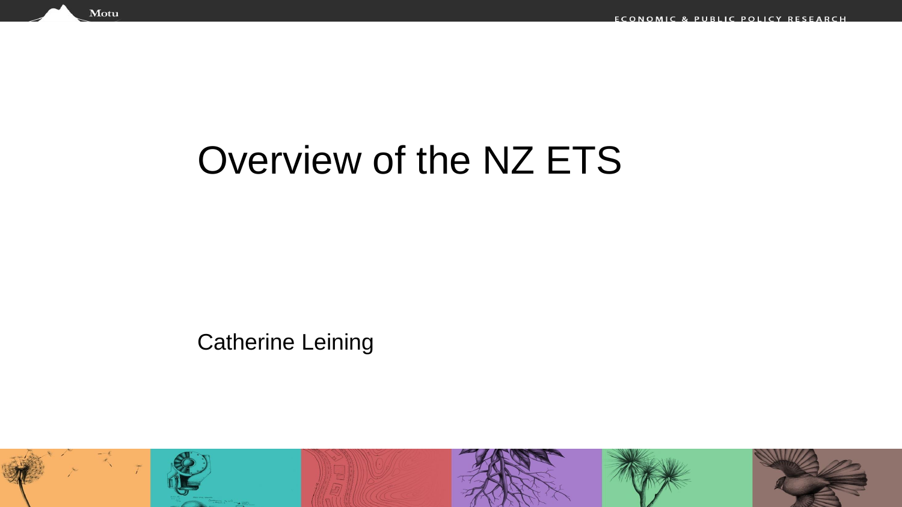# Overview of the NZ ETS

Catherine Leining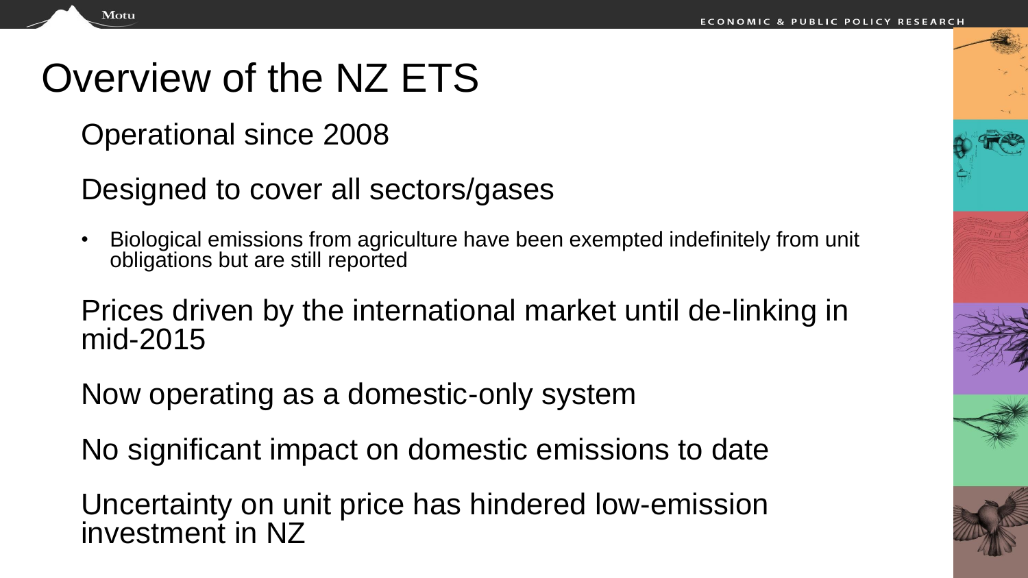# Overview of the NZ ETS

Operational since 2008

Designed to cover all sectors/gases

- Biological emissions from agriculture have been exempted indefinitely from unit obligations but are still reported

Prices driven by the international market until de-linking in mid-2015

Now operating as a domestic-only system

No significant impact on domestic emissions to date

Uncertainty on unit price has hindered low-emission investment in NZ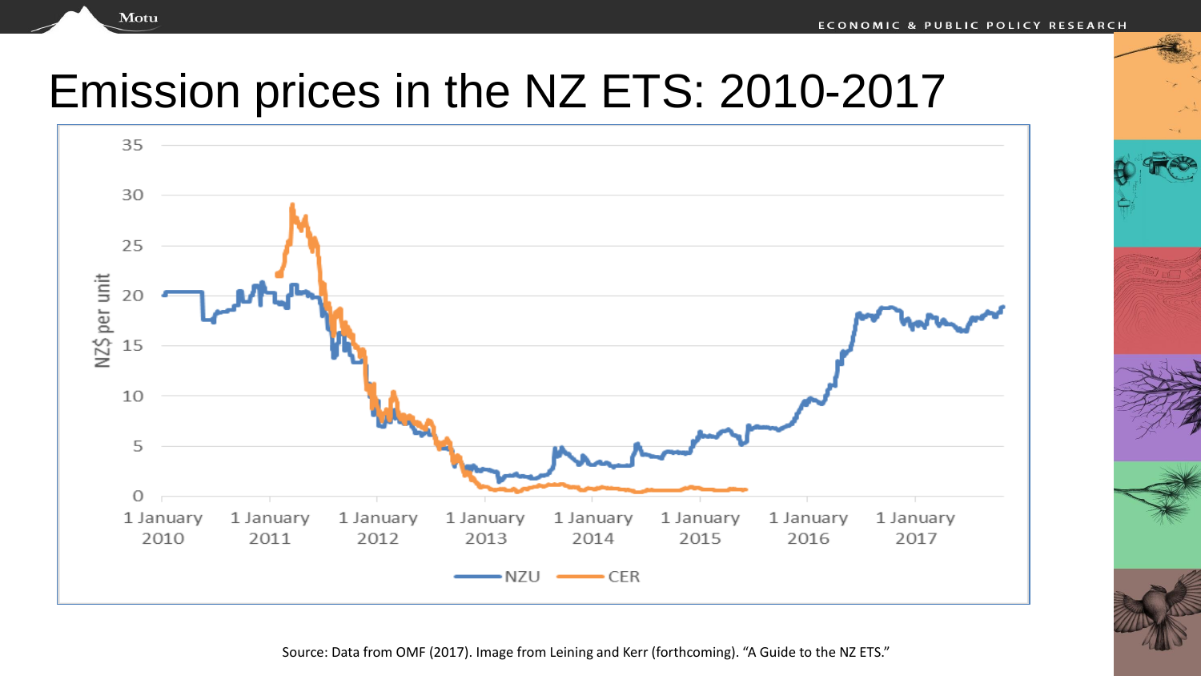# Emission prices in the NZ ETS: 2010-2017

Source: Data from OMF (2017). Image from Leining and Kerr (forthcoming). “A Guide to the NZ ETS.”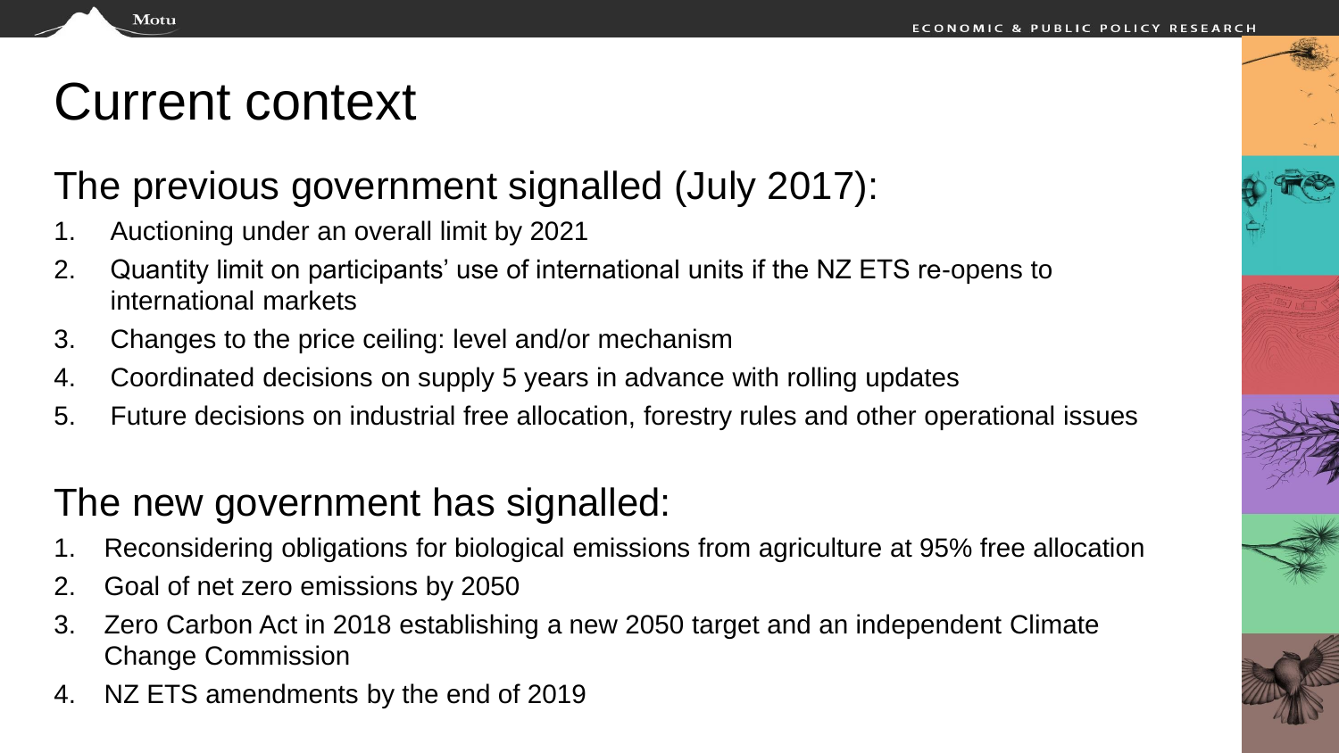# Current context

## The previous government signalled (July 2017):

1. Auctioning under an overall limit by 2021
2. Quantity limit on participants' use of international units if the NZ ETS re-opens to international markets
3. Changes to the price ceiling: level and/or mechanism
4. Coordinated decisions on supply 5 years in advance with rolling updates
5. Future decisions on industrial free allocation, forestry rules and other operational issues

## The new government has signalled:

1. Reconsidering obligations for biological emissions from agriculture at 95% free allocation
2. Goal of net zero emissions by 2050
3. Zero Carbon Act in 2018 establishing a new 2050 target and an independent Climate Change Commission
4. NZ ETS amendments by the end of 2019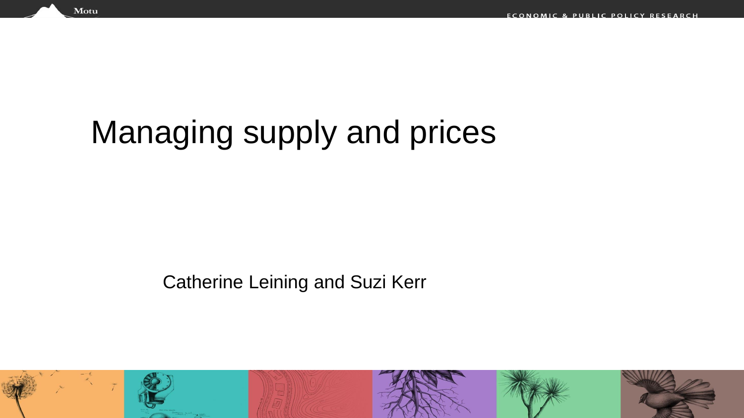# Managing supply and prices

Catherine Leining and Suzi Kerr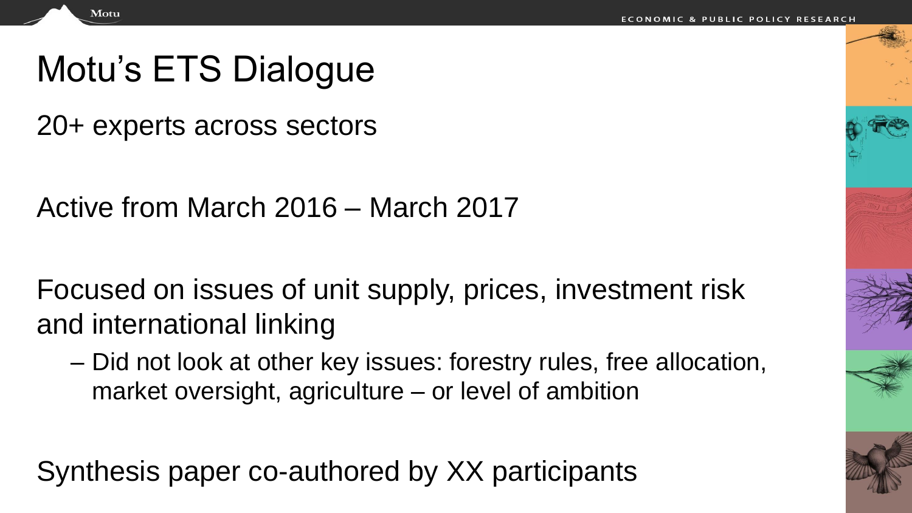# Motu's ETS Dialogue

20+ experts across sectors

Active from March 2016 – March 2017

Focused on issues of unit supply, prices, investment risk and international linking

- Did not look at other key issues: forestry rules, free allocation, market oversight, agriculture – or level of ambition

Synthesis paper co-authored by XX participants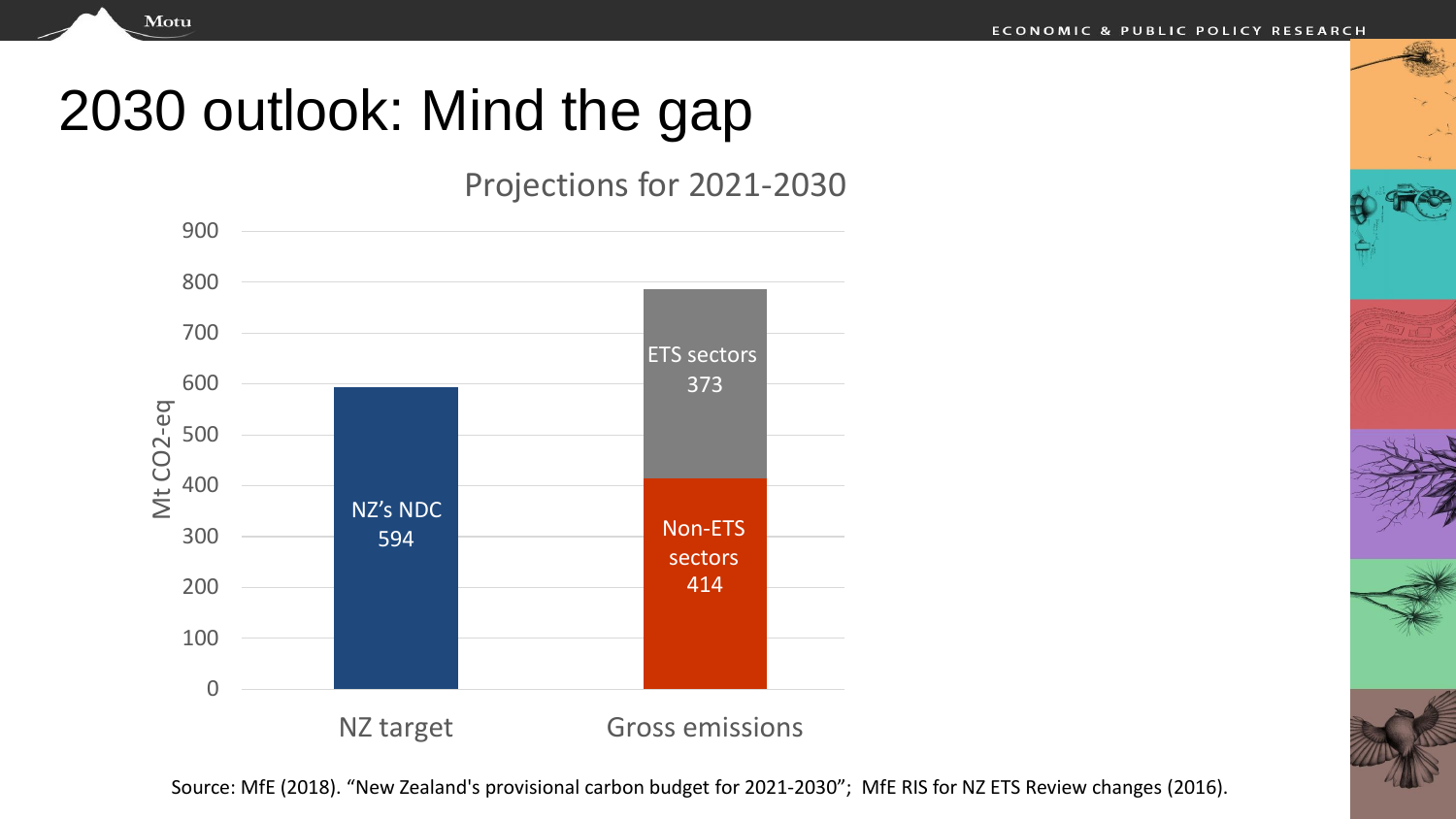# 2030 outlook: Mind the gap

Projections for 2021-2030

Mt CO2-eq

900
800
700
600
500
400
300
200
100
0

NZ's NDC
594

ETS sectors
373

Non-ETS sectors
414

NZ target

Gross emissions

Source: MfE (2018). "New Zealand's provisional carbon budget for 2021-2030"; MfE RIS for NZ ETS Review changes (2016).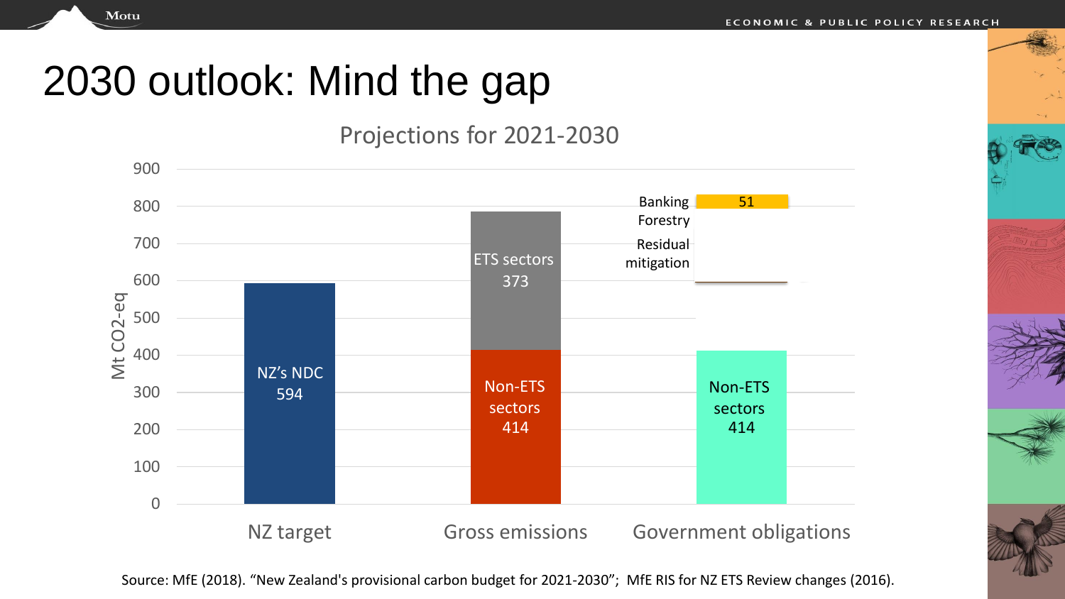# 2030 outlook: Mind the gap

Projections for 2021-2030

Mt CO2-eq

900
800
700
600
500
400
300
200
100
0

NZ target
NZ's NDC 594

Gross emissions
ETS sectors 373
Non-ETS sectors 414

Government obligations
Banking 51
Forestry
Residual mitigation
Non-ETS sectors 414

Source: MfE (2018). "New Zealand's provisional carbon budget for 2021-2030"; MfE RIS for NZ ETS Review changes (2016).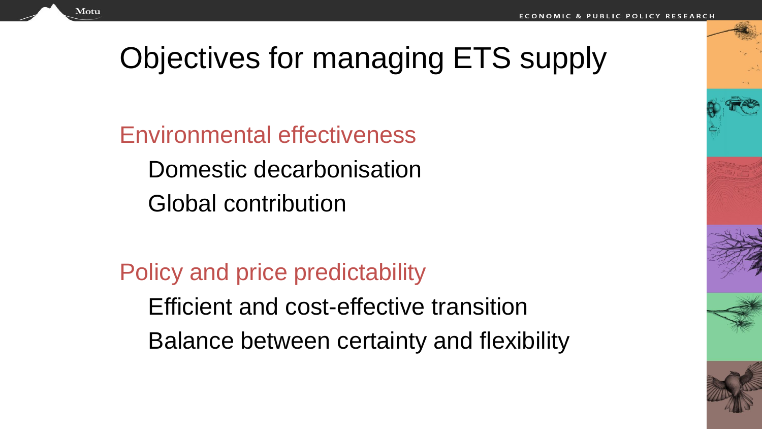# Objectives for managing ETS supply

## Environmental effectiveness

- Domestic decarbonisation
- Global contribution

## Policy and price predictability

- Efficient and cost-effective transition
- Balance between certainty and flexibility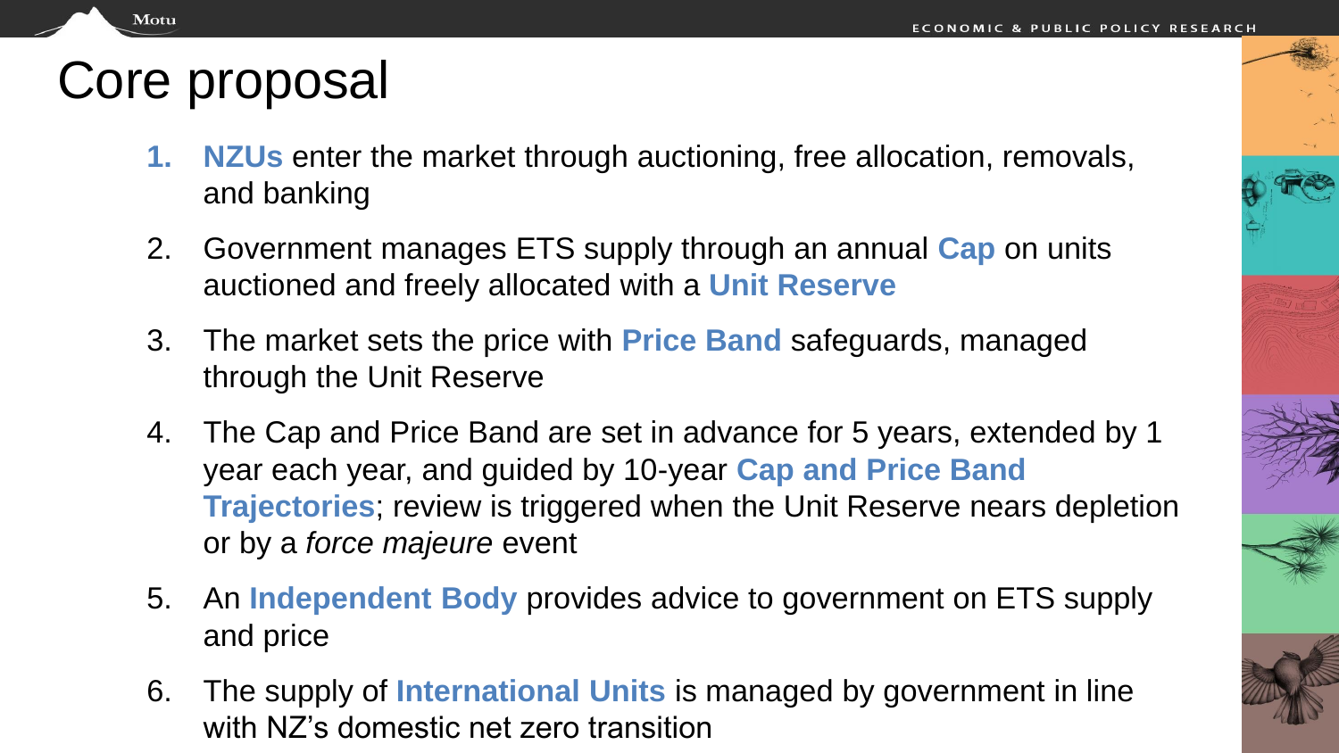# Core proposal

1. **NZUs** enter the market through auctioning, free allocation, removals, and banking
2. Government manages ETS supply through an annual **Cap** on units auctioned and freely allocated with a **Unit Reserve**
3. The market sets the price with **Price Band** safeguards, managed through the Unit Reserve
4. The Cap and Price Band are set in advance for 5 years, extended by 1 year each year, and guided by 10-year **Cap and Price Band Trajectories**; review is triggered when the Unit Reserve nears depletion or by a *force majeure* event
5. An **Independent Body** provides advice to government on ETS supply and price
6. The supply of **International Units** is managed by government in line with NZ's domestic net zero transition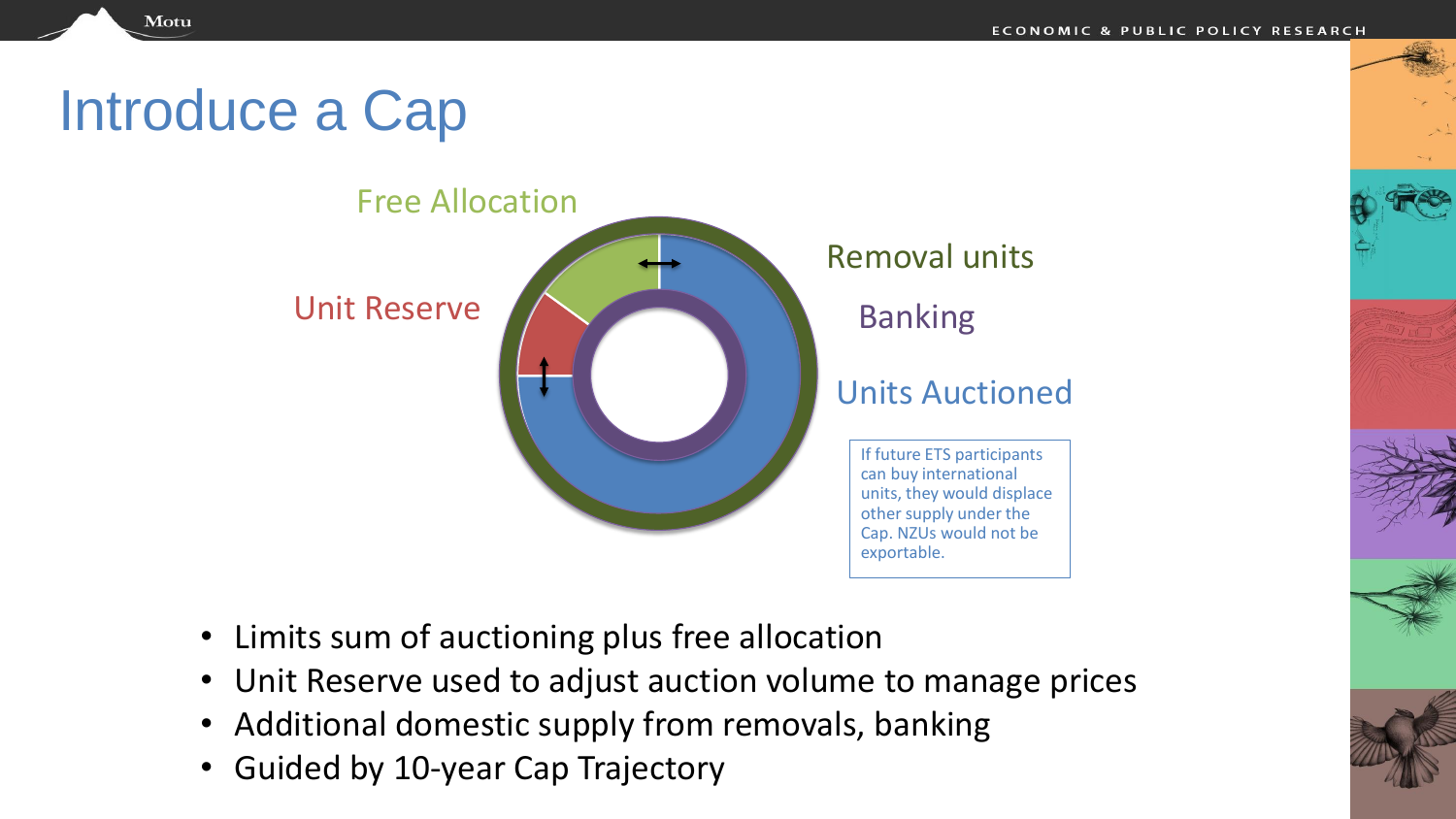# Introduce a Cap

Free Allocation

Unit Reserve

Removal units

Banking

Units Auctioned

If future ETS participants can buy international units, they would displace other supply under the Cap. NZUs would not be exportable.

- Limits sum of auctioning plus free allocation
- Unit Reserve used to adjust auction volume to manage prices
- Additional domestic supply from removals, banking
- Guided by 10-year Cap Trajectory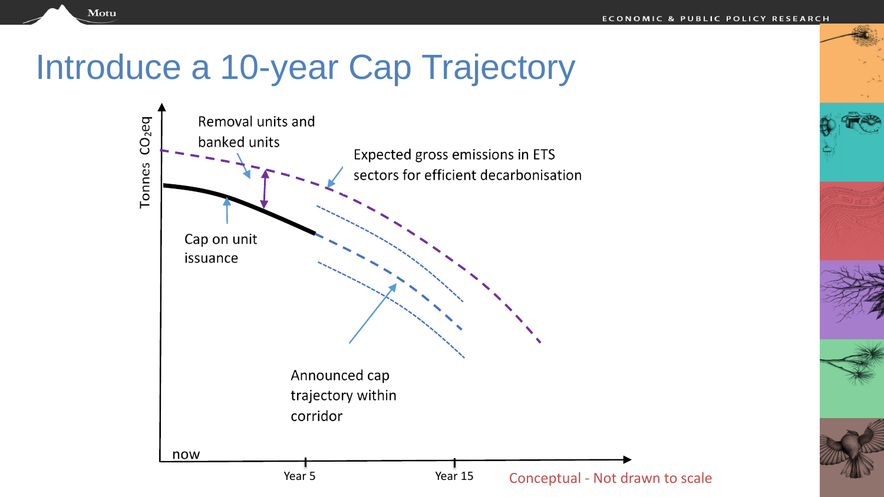# Introduce a 10-year Cap Trajectory

Tonnes $CO_2$eq

Removal units and banked units

Expected gross emissions in ETS sectors for efficient decarbonisation

Cap on unit issuance

Announced cap trajectory within corridor

now

Year 5

Year 15

Conceptual - Not drawn to scale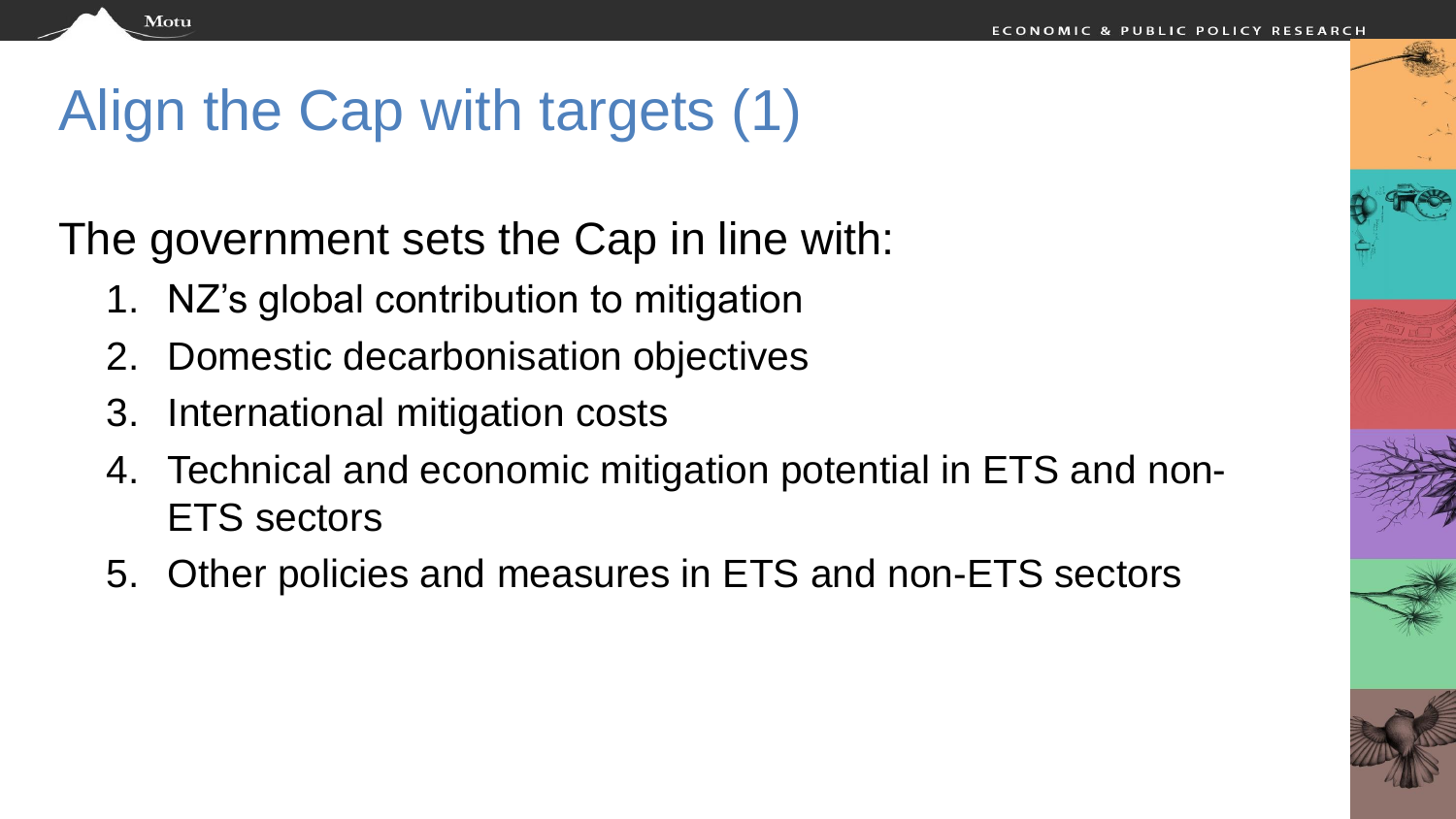# Align the Cap with targets (1)

The government sets the Cap in line with:

1. NZ's global contribution to mitigation
2. Domestic decarbonisation objectives
3. International mitigation costs
4. Technical and economic mitigation potential in ETS and non-ETS sectors
5. Other policies and measures in ETS and non-ETS sectors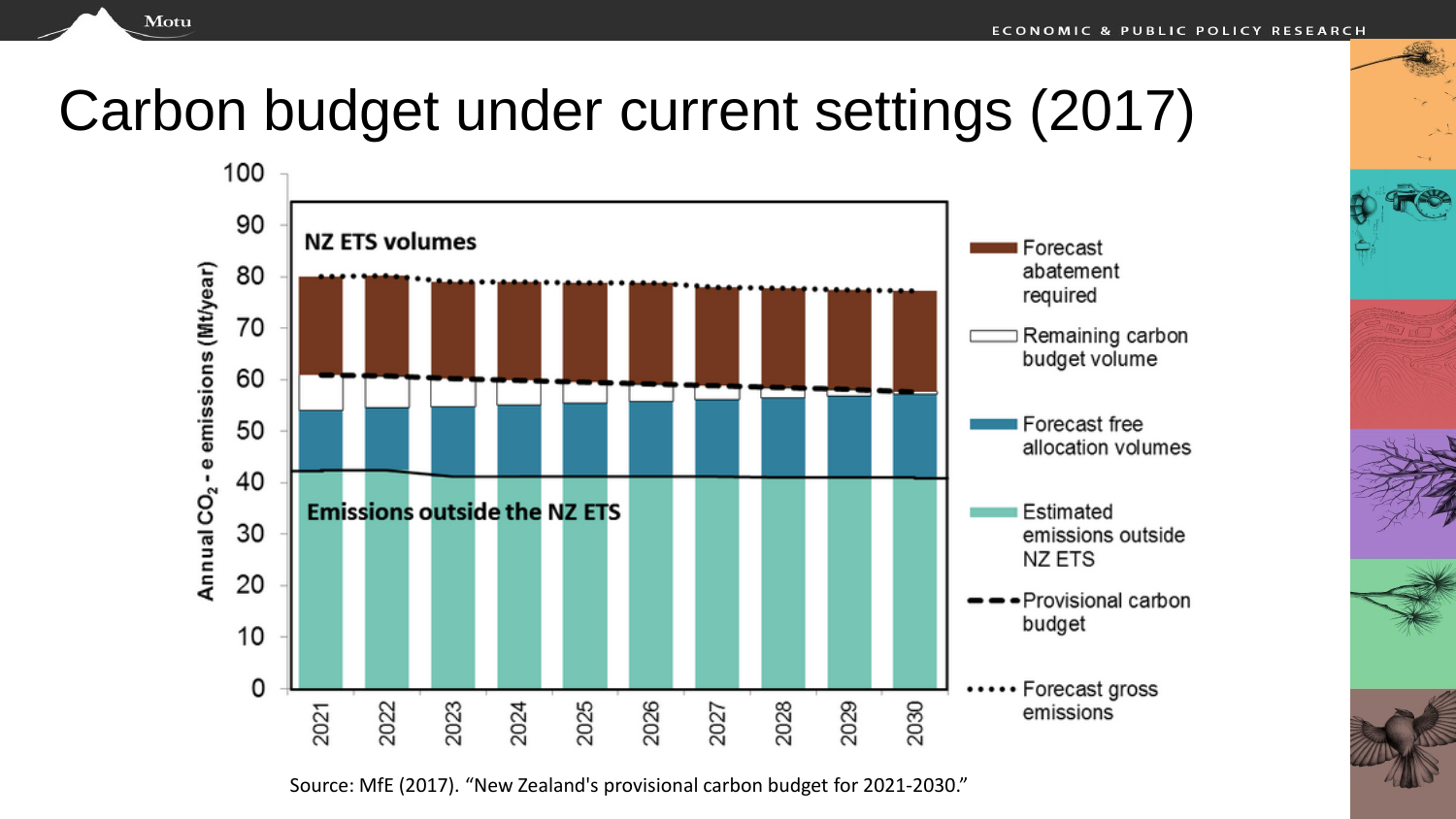# Carbon budget under current settings (2017)

100
90
80
70
60
50
40
30
20
10
0

Annual $CO_2$ - e emissions (Mt/year)

NZ ETS volumes

Emissions outside the NZ ETS

2021
2022
2023
2024
2025
2026
2027
2028
2029
2030

Forecast abatement required

Remaining carbon budget volume

Forecast free allocation volumes

Estimated emissions outside NZ ETS

Provisional carbon budget

Forecast gross emissions

Source: MfE (2017). "New Zealand's provisional carbon budget for 2021-2030."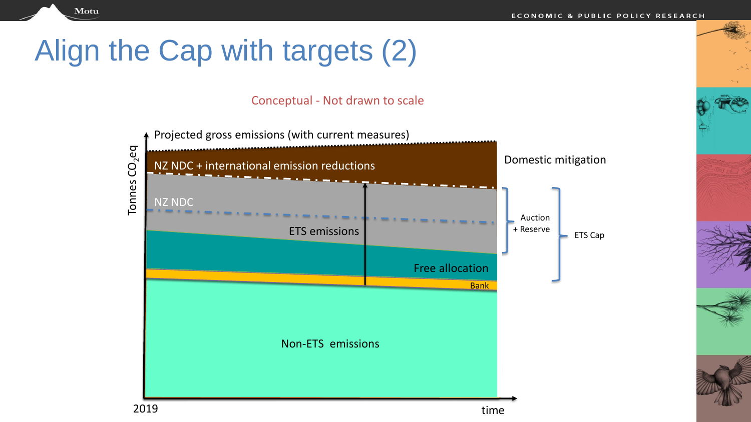# Align the Cap with targets (2)

Conceptual - Not drawn to scale

Projected gross emissions (with current measures)

Tonnes $CO_2eq$

NZ NDC + international emission reductions

Domestic mitigation

NZ NDC

ETS emissions

Auction + Reserve

ETS Cap

Free allocation

Bank

Non-ETS emissions

2019

time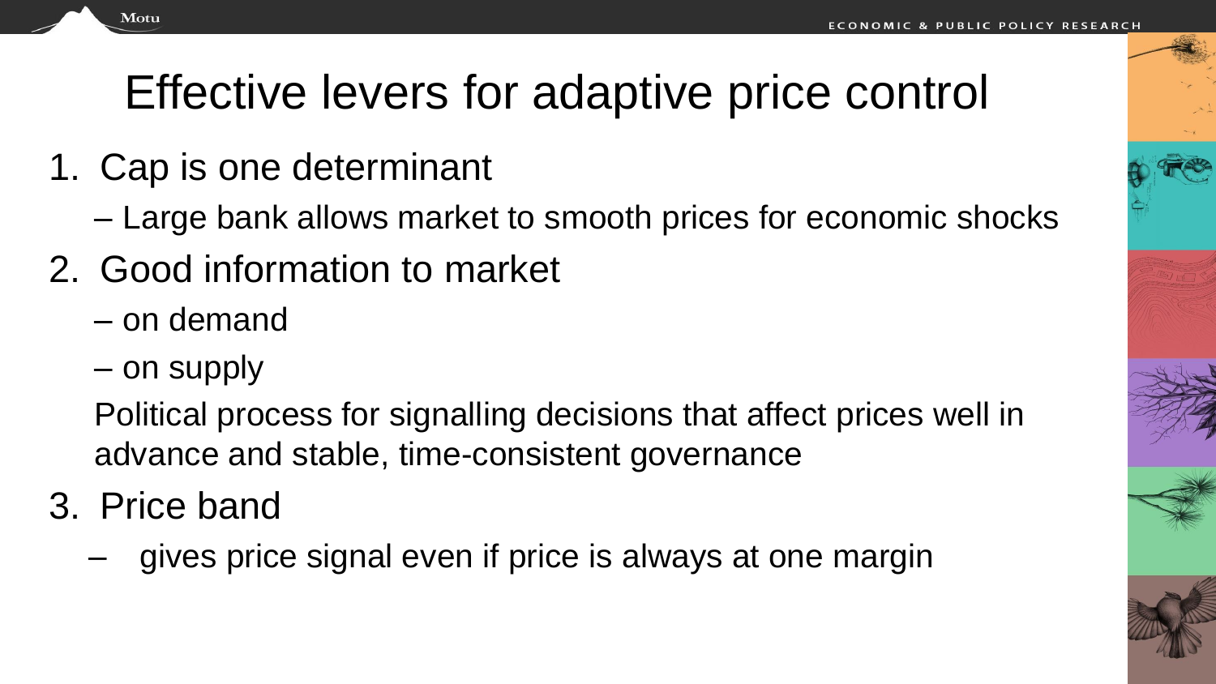# Effective levers for adaptive price control

1. Cap is one determinant
   - Large bank allows market to smooth prices for economic shocks
2. Good information to market
   - on demand
   - on supply

   Political process for signalling decisions that affect prices well in advance and stable, time-consistent governance
3. Price band
   - gives price signal even if price is always at one margin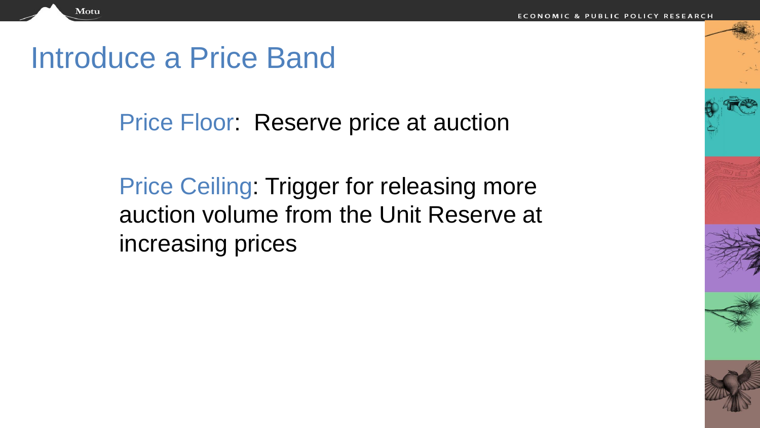# Introduce a Price Band

Price Floor: Reserve price at auction

Price Ceiling: Trigger for releasing more auction volume from the Unit Reserve at increasing prices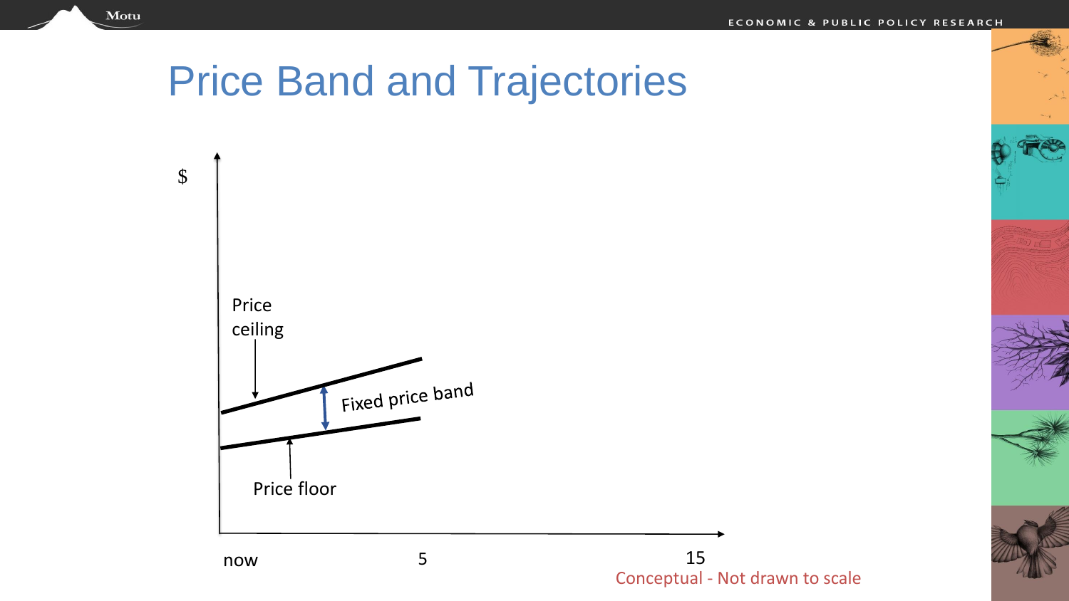# Price Band and Trajectories

$

Price ceiling

Fixed price band

Price floor

now

5

15

Conceptual - Not drawn to scale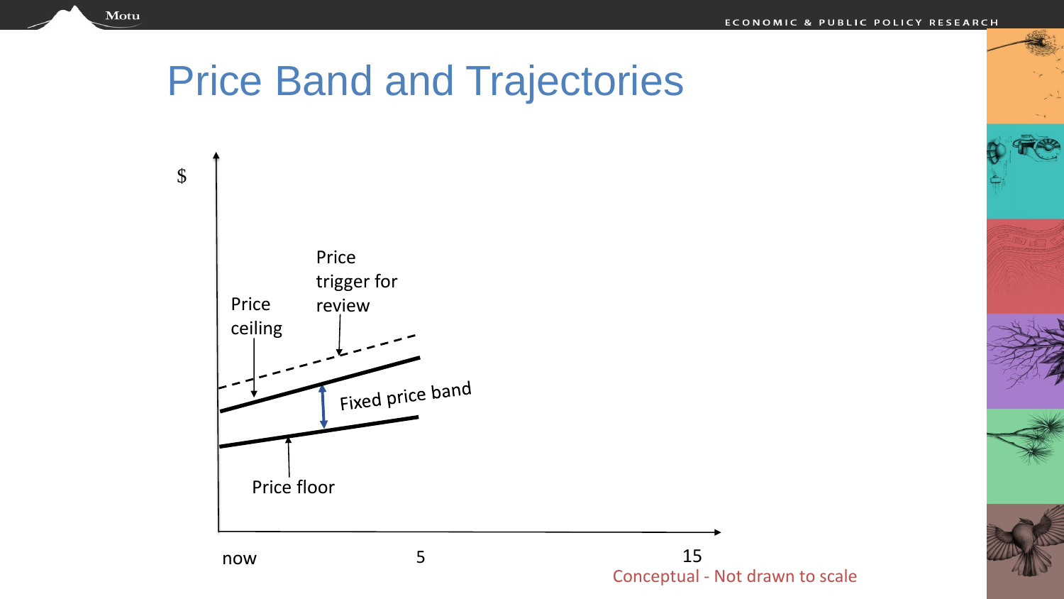# Price Band and Trajectories

$

Price trigger for review

Price ceiling

Fixed price band

Price floor

now

5

15

Conceptual - Not drawn to scale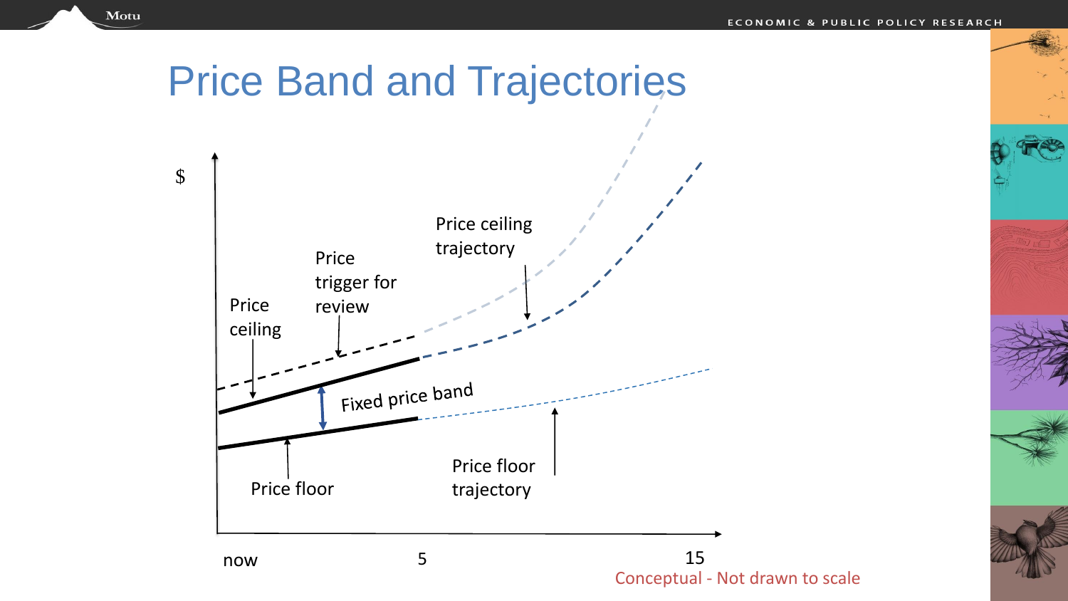# Price Band and Trajectories

$

Price ceiling

Price trigger for review

Price ceiling trajectory

Fixed price band

Price floor

Price floor trajectory

now

5

15

Conceptual - Not drawn to scale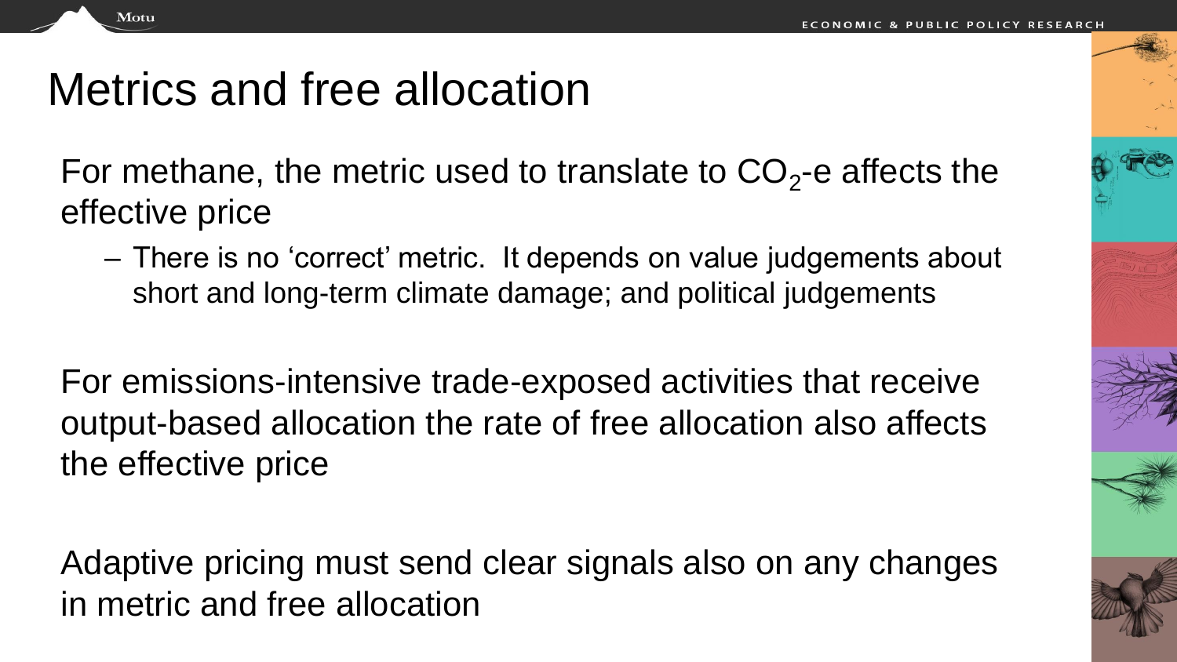# Metrics and free allocation

For methane, the metric used to translate to $CO_2$-e affects the effective price

- There is no 'correct' metric. It depends on value judgements about short and long-term climate damage; and political judgements

For emissions-intensive trade-exposed activities that receive output-based allocation the rate of free allocation also affects the effective price

Adaptive pricing must send clear signals also on any changes in metric and free allocation